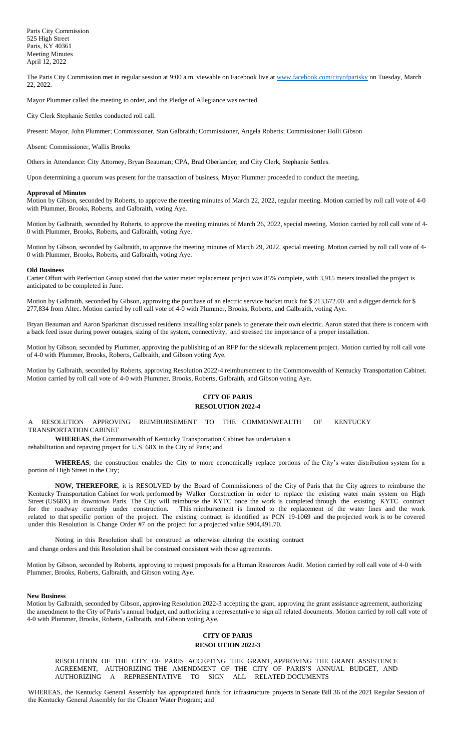Paris City Commission
525 High Street
Paris, KY 40361
Meeting Minutes
April 12, 2022

The Paris City Commission met in regular session at 9:00 a.m. viewable on Facebook live at www.facebook.com/cityofparisky on Tuesday, March 22, 2022.

Mayor Plummer called the meeting to order, and the Pledge of Allegiance was recited.

City Clerk Stephanie Settles conducted roll call.

Present: Mayor, John Plummer; Commissioner, Stan Galbraith; Commissioner, Angela Roberts; Commissioner Holli Gibson

Absent: Commissioner, Wallis Brooks

Others in Attendance: City Attorney, Bryan Beauman; CPA, Brad Oberlander; and City Clerk, Stephanie Settles.

Upon determining a quorum was present for the transaction of business, Mayor Plummer proceeded to conduct the meeting.

**Approval of Minutes**

Motion by Gibson, seconded by Roberts, to approve the meeting minutes of March 22, 2022, regular meeting. Motion carried by roll call vote of 4-0 with Plummer, Brooks, Roberts, and Galbraith, voting Aye.

Motion by Galbraith, seconded by Roberts, to approve the meeting minutes of March 26, 2022, special meeting. Motion carried by roll call vote of 4-0 with Plummer, Brooks, Roberts, and Galbraith, voting Aye.

Motion by Gibson, seconded by Galbraith, to approve the meeting minutes of March 29, 2022, special meeting. Motion carried by roll call vote of 4-0 with Plummer, Brooks, Roberts, and Galbraith, voting Aye.

**Old Business**

Carter Offutt with Perfection Group stated that the water meter replacement project was 85% complete, with 3,915 meters installed the project is anticipated to be completed in June.

Motion by Galbraith, seconded by Gibson, approving the purchase of an electric service bucket truck for $ 213,672.00 and a digger derrick for $ 277,834 from Altec. Motion carried by roll call vote of 4-0 with Plummer, Brooks, Roberts, and Galbraith, voting Aye.

Bryan Beauman and Aaron Sparkman discussed residents installing solar panels to generate their own electric. Aaron stated that there is concern with a back feed issue during power outages, sizing of the system, connectivity, and stressed the importance of a proper installation.

Motion by Gibson, seconded by Plummer, approving the publishing of an RFP for the sidewalk replacement project. Motion carried by roll call vote of 4-0 with Plummer, Brooks, Roberts, Galbraith, and Gibson voting Aye.

Motion by Galbraith, seconded by Roberts, approving Resolution 2022-4 reimbursement to the Commonwealth of Kentucky Transportation Cabinet. Motion carried by roll call vote of 4-0 with Plummer, Brooks, Roberts, Galbraith, and Gibson voting Aye.

**CITY OF PARIS**
**RESOLUTION 2022-4**

A RESOLUTION APPROVING REIMBURSEMENT TO THE COMMONWEALTH OF KENTUCKY TRANSPORTATION CABINET

**WHEREAS**, the Commonwealth of Kentucky Transportation Cabinet has undertaken a rehabilitation and repaving project for U.S. 68X in the City of Paris; and

**WHEREAS**, the construction enables the City to more economically replace portions of the City's water distribution system for a portion of High Street in the City;

**NOW, THEREFORE**, it is RESOLVED by the Board of Commissioners of the City of Paris that the City agrees to reimburse the Kentucky Transportation Cabinet for work performed by Walker Construction in order to replace the existing water main system on High Street (US68X) in downtown Paris. The City will reimburse the KYTC once the work is completed through the existing KYTC contract for the roadway currently under construction. This reimbursement is limited to the replacement of the water lines and the work related to that specific portion of the project. The existing contract is identified as PCN 19-1069 and the projected work is to be covered under this Resolution is Change Order #7 on the project for a projected value $904,491.70.

Noting in this Resolution shall be construed as otherwise altering the existing contract and change orders and this Resolution shall be construed consistent with those agreements.

Motion by Gibson, seconded by Roberts, approving to request proposals for a Human Resources Audit. Motion carried by roll call vote of 4-0 with Plummer, Brooks, Roberts, Galbraith, and Gibson voting Aye.

**New Business**

Motion by Galbraith, seconded by Gibson, approving Resolution 2022-3 accepting the grant, approving the grant assistance agreement, authorizing the amendment to the City of Paris's annual budget, and authorizing a representative to sign all related documents. Motion carried by roll call vote of 4-0 with Plummer, Brooks, Roberts, Galbraith, and Gibson voting Aye.

**CITY OF PARIS**
**RESOLUTION 2022-3**

RESOLUTION OF THE CITY OF PARIS ACCEPTING THE GRANT, APPROVING THE GRANT ASSISTENCE AGREEMENT, AUTHORIZING THE AMENDMENT OF THE CITY OF PARIS'S ANNUAL BUDGET, AND AUTHORIZING A REPRESENTATIVE TO SIGN ALL RELATED DOCUMENTS

WHEREAS, the Kentucky General Assembly has appropriated funds for infrastructure projects in Senate Bill 36 of the 2021 Regular Session of the Kentucky General Assembly for the Cleaner Water Program; and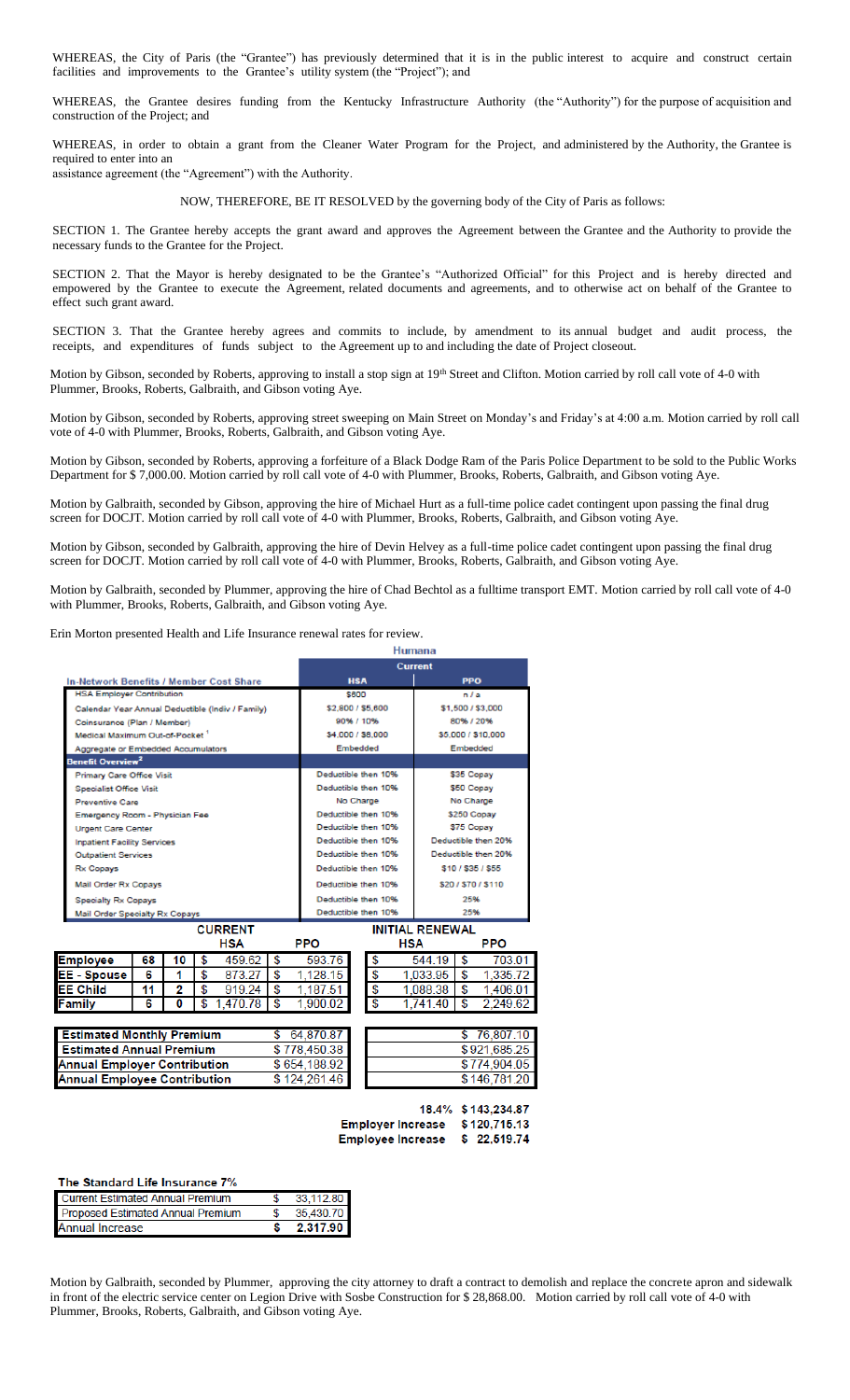WHEREAS, the City of Paris (the "Grantee") has previously determined that it is in the public interest to acquire and construct certain facilities and improvements to the Grantee's utility system (the "Project"); and

WHEREAS, the Grantee desires funding from the Kentucky Infrastructure Authority (the "Authority") for the purpose of acquisition and construction of the Project; and

WHEREAS, in order to obtain a grant from the Cleaner Water Program for the Project, and administered by the Authority, the Grantee is required to enter into an
assistance agreement (the "Agreement") with the Authority.

NOW, THEREFORE, BE IT RESOLVED by the governing body of the City of Paris as follows:

SECTION 1. The Grantee hereby accepts the grant award and approves the Agreement between the Grantee and the Authority to provide the necessary funds to the Grantee for the Project.

SECTION 2. That the Mayor is hereby designated to be the Grantee's "Authorized Official" for this Project and is hereby directed and empowered by the Grantee to execute the Agreement, related documents and agreements, and to otherwise act on behalf of the Grantee to effect such grant award.

SECTION 3. That the Grantee hereby agrees and commits to include, by amendment to its annual budget and audit process, the receipts, and expenditures of funds subject to the Agreement up to and including the date of Project closeout.

Motion by Gibson, seconded by Roberts, approving to install a stop sign at 19th Street and Clifton. Motion carried by roll call vote of 4-0 with Plummer, Brooks, Roberts, Galbraith, and Gibson voting Aye.

Motion by Gibson, seconded by Roberts, approving street sweeping on Main Street on Monday's and Friday's at 4:00 a.m. Motion carried by roll call vote of 4-0 with Plummer, Brooks, Roberts, Galbraith, and Gibson voting Aye.

Motion by Gibson, seconded by Roberts, approving a forfeiture of a Black Dodge Ram of the Paris Police Department to be sold to the Public Works Department for $ 7,000.00. Motion carried by roll call vote of 4-0 with Plummer, Brooks, Roberts, Galbraith, and Gibson voting Aye.

Motion by Galbraith, seconded by Gibson, approving the hire of Michael Hurt as a full-time police cadet contingent upon passing the final drug screen for DOCJT. Motion carried by roll call vote of 4-0 with Plummer, Brooks, Roberts, Galbraith, and Gibson voting Aye.

Motion by Gibson, seconded by Galbraith, approving the hire of Devin Helvey as a full-time police cadet contingent upon passing the final drug screen for DOCJT. Motion carried by roll call vote of 4-0 with Plummer, Brooks, Roberts, Galbraith, and Gibson voting Aye.

Motion by Galbraith, seconded by Plummer, approving the hire of Chad Bechtol as a fulltime transport EMT. Motion carried by roll call vote of 4-0 with Plummer, Brooks, Roberts, Galbraith, and Gibson voting Aye.

Erin Morton presented Health and Life Insurance renewal rates for review.

| | Humana | |
|---|---|---|
| | Current | |
| In-Network Benefits / Member Cost Share | HSA | PPO |
| HSA Employer Contribution | $800 | n/a |
| Calendar Year Annual Deductible (Indiv / Family) | $2,800 / $5,600 | $1,500 / $3,000 |
| Coinsurance (Plan / Member) | 90% / 10% | 80% / 20% |
| Medical Maximum Out-of-Pocket [1] | $4,000 / $8,000 | $5,000 / $10,000 |
| Aggregate or Embedded Accumulators | Embedded | Embedded |
| **Benefit Overview[2]** | | |
| Primary Care Office Visit | Deductible then 10% | $35 Copay |
| Specialist Office Visit | Deductible then 10% | $50 Copay |
| Preventive Care | No Charge | No Charge |
| Emergency Room - Physician Fee | Deductible then 10% | $250 Copay |
| Urgent Care Center | Deductible then 10% | $75 Copay |
| Inpatient Facility Services | Deductible then 10% | Deductible then 20% |
| Outpatient Services | Deductible then 10% | Deductible then 20% |
| Rx Copays | Deductible then 10% | $10 / $35 / $55 |
| Mail Order Rx Copays | Deductible then 10% | $20 / $70 / $110 |
| Specialty Rx Copays | Deductible then 10% | 25% |
| Mail Order Specialty Rx Copays | Deductible then 10% | 25% |

| | | | CURRENT HSA | CURRENT PPO | INITIAL RENEWAL HSA | INITIAL RENEWAL PPO |
|---|---|---|---|---|---|---|
| Employee | 68 | 10 | $ 459.62 | $ 593.76 | $ 544.19 | $ 703.01 |
| EE - Spouse | 6 | 1 | $ 873.27 | $ 1,128.15 | $ 1,033.95 | $ 1,335.72 |
| EE Child | 11 | 2 | $ 919.24 | $ 1,187.51 | $ 1,088.38 | $ 1,406.01 |
| Family | 6 | 0 | $ 1,470.78 | $ 1,900.02 | $ 1,741.40 | $ 2,249.62 |

| | Current | Initial Renewal |
|---|---|---|
| Estimated Monthly Premium | $ 64,870.87 | $ 76,807.10 |
| Estimated Annual Premium | $ 778,450.38 | $ 921,685.25 |
| Annual Employer Contribution | $ 654,188.92 | $ 774,904.05 |
| Annual Employee Contribution | $ 124,261.46 | $ 146,781.20 |

| | |
|---|---|
| 18.4% | $ 143,234.87 |
| Employer Increase | $ 120,715.13 |
| Employee Increase | $ 22,519.74 |

**The Standard Life Insurance 7%**

| | |
|---|---|
| Current Estimated Annual Premium | $ 33,112.80 |
| Proposed Estimated Annual Premium | $ 35,430.70 |
| Annual Increase | $ 2,317.90 |

Motion by Galbraith, seconded by Plummer, approving the city attorney to draft a contract to demolish and replace the concrete apron and sidewalk in front of the electric service center on Legion Drive with Sosbe Construction for $ 28,868.00. Motion carried by roll call vote of 4-0 with Plummer, Brooks, Roberts, Galbraith, and Gibson voting Aye.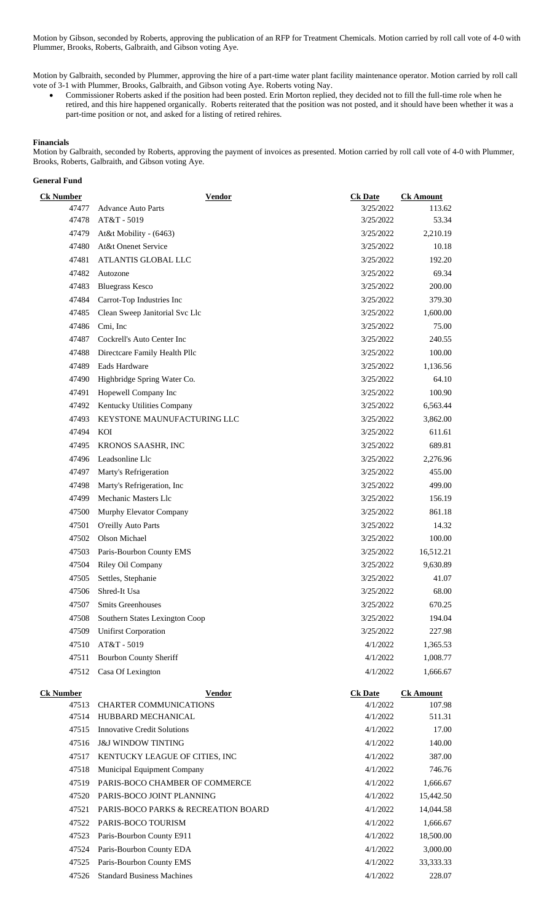Motion by Gibson, seconded by Roberts, approving the publication of an RFP for Treatment Chemicals. Motion carried by roll call vote of 4-0 with Plummer, Brooks, Roberts, Galbraith, and Gibson voting Aye.

Motion by Galbraith, seconded by Plummer, approving the hire of a part-time water plant facility maintenance operator. Motion carried by roll call vote of 3-1 with Plummer, Brooks, Galbraith, and Gibson voting Aye. Roberts voting Nay.

- Commissioner Roberts asked if the position had been posted. Erin Morton replied, they decided not to fill the full-time role when he retired, and this hire happened organically. Roberts reiterated that the position was not posted, and it should have been whether it was a part-time position or not, and asked for a listing of retired rehires.

**Financials**

Motion by Galbraith, seconded by Roberts, approving the payment of invoices as presented. Motion carried by roll call vote of 4-0 with Plummer, Brooks, Roberts, Galbraith, and Gibson voting Aye.

**General Fund**

| Ck Number | Vendor | Ck Date | Ck Amount |
|---|---|---|---|
| 47477 | Advance Auto Parts | 3/25/2022 | 113.62 |
| 47478 | AT&T - 5019 | 3/25/2022 | 53.34 |
| 47479 | At&t Mobility - (6463) | 3/25/2022 | 2,210.19 |
| 47480 | At&t Onenet Service | 3/25/2022 | 10.18 |
| 47481 | ATLANTIS GLOBAL LLC | 3/25/2022 | 192.20 |
| 47482 | Autozone | 3/25/2022 | 69.34 |
| 47483 | Bluegrass Kesco | 3/25/2022 | 200.00 |
| 47484 | Carrot-Top Industries Inc | 3/25/2022 | 379.30 |
| 47485 | Clean Sweep Janitorial Svc Llc | 3/25/2022 | 1,600.00 |
| 47486 | Cmi, Inc | 3/25/2022 | 75.00 |
| 47487 | Cockrell's Auto Center Inc | 3/25/2022 | 240.55 |
| 47488 | Directcare Family Health Pllc | 3/25/2022 | 100.00 |
| 47489 | Eads Hardware | 3/25/2022 | 1,136.56 |
| 47490 | Highbridge Spring Water Co. | 3/25/2022 | 64.10 |
| 47491 | Hopewell Company Inc | 3/25/2022 | 100.90 |
| 47492 | Kentucky Utilities Company | 3/25/2022 | 6,563.44 |
| 47493 | KEYSTONE MAUNUFACTURING LLC | 3/25/2022 | 3,862.00 |
| 47494 | KOI | 3/25/2022 | 611.61 |
| 47495 | KRONOS SAASHR, INC | 3/25/2022 | 689.81 |
| 47496 | Leadsonline Llc | 3/25/2022 | 2,276.96 |
| 47497 | Marty's Refrigeration | 3/25/2022 | 455.00 |
| 47498 | Marty's Refrigeration, Inc | 3/25/2022 | 499.00 |
| 47499 | Mechanic Masters Llc | 3/25/2022 | 156.19 |
| 47500 | Murphy Elevator Company | 3/25/2022 | 861.18 |
| 47501 | O'reilly Auto Parts | 3/25/2022 | 14.32 |
| 47502 | Olson Michael | 3/25/2022 | 100.00 |
| 47503 | Paris-Bourbon County EMS | 3/25/2022 | 16,512.21 |
| 47504 | Riley Oil Company | 3/25/2022 | 9,630.89 |
| 47505 | Settles, Stephanie | 3/25/2022 | 41.07 |
| 47506 | Shred-It Usa | 3/25/2022 | 68.00 |
| 47507 | Smits Greenhouses | 3/25/2022 | 670.25 |
| 47508 | Southern States Lexington Coop | 3/25/2022 | 194.04 |
| 47509 | Unifirst Corporation | 3/25/2022 | 227.98 |
| 47510 | AT&T - 5019 | 4/1/2022 | 1,365.53 |
| 47511 | Bourbon County Sheriff | 4/1/2022 | 1,008.77 |
| 47512 | Casa Of Lexington | 4/1/2022 | 1,666.67 |
| 47513 | CHARTER COMMUNICATIONS | 4/1/2022 | 107.98 |
| 47514 | HUBBARD MECHANICAL | 4/1/2022 | 511.31 |
| 47515 | Innovative Credit Solutions | 4/1/2022 | 17.00 |
| 47516 | J&J WINDOW TINTING | 4/1/2022 | 140.00 |
| 47517 | KENTUCKY LEAGUE OF CITIES, INC | 4/1/2022 | 387.00 |
| 47518 | Municipal Equipment Company | 4/1/2022 | 746.76 |
| 47519 | PARIS-BOCO CHAMBER OF COMMERCE | 4/1/2022 | 1,666.67 |
| 47520 | PARIS-BOCO JOINT PLANNING | 4/1/2022 | 15,442.50 |
| 47521 | PARIS-BOCO PARKS & RECREATION BOARD | 4/1/2022 | 14,044.58 |
| 47522 | PARIS-BOCO TOURISM | 4/1/2022 | 1,666.67 |
| 47523 | Paris-Bourbon County E911 | 4/1/2022 | 18,500.00 |
| 47524 | Paris-Bourbon County EDA | 4/1/2022 | 3,000.00 |
| 47525 | Paris-Bourbon County EMS | 4/1/2022 | 33,333.33 |
| 47526 | Standard Business Machines | 4/1/2022 | 228.07 |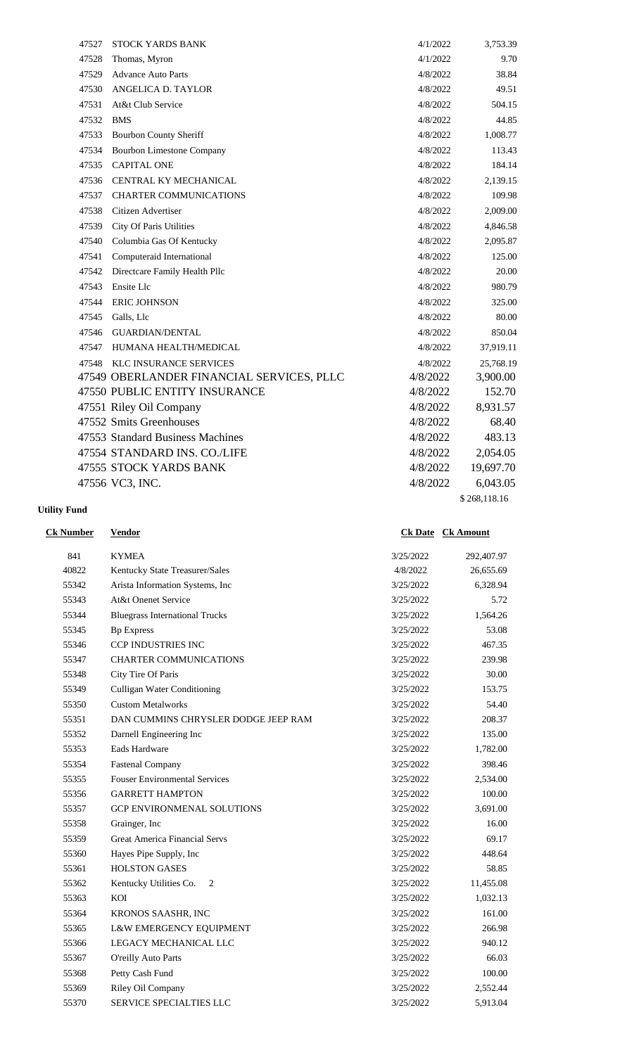| | | | |
|---|---|---|---|
| 47527 | STOCK YARDS BANK | 4/1/2022 | 3,753.39 |
| 47528 | Thomas, Myron | 4/1/2022 | 9.70 |
| 47529 | Advance Auto Parts | 4/8/2022 | 38.84 |
| 47530 | ANGELICA D. TAYLOR | 4/8/2022 | 49.51 |
| 47531 | At&t Club Service | 4/8/2022 | 504.15 |
| 47532 | BMS | 4/8/2022 | 44.85 |
| 47533 | Bourbon County Sheriff | 4/8/2022 | 1,008.77 |
| 47534 | Bourbon Limestone Company | 4/8/2022 | 113.43 |
| 47535 | CAPITAL ONE | 4/8/2022 | 184.14 |
| 47536 | CENTRAL KY MECHANICAL | 4/8/2022 | 2,139.15 |
| 47537 | CHARTER COMMUNICATIONS | 4/8/2022 | 109.98 |
| 47538 | Citizen Advertiser | 4/8/2022 | 2,009.00 |
| 47539 | City Of Paris Utilities | 4/8/2022 | 4,846.58 |
| 47540 | Columbia Gas Of Kentucky | 4/8/2022 | 2,095.87 |
| 47541 | Computeraid International | 4/8/2022 | 125.00 |
| 47542 | Directcare Family Health Pllc | 4/8/2022 | 20.00 |
| 47543 | Ensite Llc | 4/8/2022 | 980.79 |
| 47544 | ERIC JOHNSON | 4/8/2022 | 325.00 |
| 47545 | Galls, Llc | 4/8/2022 | 80.00 |
| 47546 | GUARDIAN/DENTAL | 4/8/2022 | 850.04 |
| 47547 | HUMANA HEALTH/MEDICAL | 4/8/2022 | 37,919.11 |
| 47548 | KLC INSURANCE SERVICES | 4/8/2022 | 25,768.19 |
| 47549 | OBERLANDER FINANCIAL SERVICES, PLLC | 4/8/2022 | 3,900.00 |
| 47550 | PUBLIC ENTITY INSURANCE | 4/8/2022 | 152.70 |
| 47551 | Riley Oil Company | 4/8/2022 | 8,931.57 |
| 47552 | Smits Greenhouses | 4/8/2022 | 68.40 |
| 47553 | Standard Business Machines | 4/8/2022 | 483.13 |
| 47554 | STANDARD INS. CO./LIFE | 4/8/2022 | 2,054.05 |
| 47555 | STOCK YARDS BANK | 4/8/2022 | 19,697.70 |
| 47556 | VC3, INC. | 4/8/2022 | 6,043.05 |
| | | | $ 268,118.16 |

**Utility Fund**

| Ck Number | Vendor | Ck Date | Ck Amount |
|---|---|---|---|
| 841 | KYMEA | 3/25/2022 | 292,407.97 |
| 40822 | Kentucky State Treasurer/Sales | 4/8/2022 | 26,655.69 |
| 55342 | Arista Information Systems, Inc | 3/25/2022 | 6,328.94 |
| 55343 | At&t Onenet Service | 3/25/2022 | 5.72 |
| 55344 | Bluegrass International Trucks | 3/25/2022 | 1,564.26 |
| 55345 | Bp Express | 3/25/2022 | 53.08 |
| 55346 | CCP INDUSTRIES INC | 3/25/2022 | 467.35 |
| 55347 | CHARTER COMMUNICATIONS | 3/25/2022 | 239.98 |
| 55348 | City Tire Of Paris | 3/25/2022 | 30.00 |
| 55349 | Culligan Water Conditioning | 3/25/2022 | 153.75 |
| 55350 | Custom Metalworks | 3/25/2022 | 54.40 |
| 55351 | DAN CUMMINS CHRYSLER DODGE JEEP RAM | 3/25/2022 | 208.37 |
| 55352 | Darnell Engineering Inc | 3/25/2022 | 135.00 |
| 55353 | Eads Hardware | 3/25/2022 | 1,782.00 |
| 55354 | Fastenal Company | 3/25/2022 | 398.46 |
| 55355 | Fouser Environmental Services | 3/25/2022 | 2,534.00 |
| 55356 | GARRETT HAMPTON | 3/25/2022 | 100.00 |
| 55357 | GCP ENVIRONMENAL SOLUTIONS | 3/25/2022 | 3,691.00 |
| 55358 | Grainger, Inc | 3/25/2022 | 16.00 |
| 55359 | Great America Financial Servs | 3/25/2022 | 69.17 |
| 55360 | Hayes Pipe Supply, Inc | 3/25/2022 | 448.64 |
| 55361 | HOLSTON GASES | 3/25/2022 | 58.85 |
| 55362 | Kentucky Utilities Co. 2 | 3/25/2022 | 11,455.08 |
| 55363 | KOI | 3/25/2022 | 1,032.13 |
| 55364 | KRONOS SAASHR, INC | 3/25/2022 | 161.00 |
| 55365 | L&W EMERGENCY EQUIPMENT | 3/25/2022 | 266.98 |
| 55366 | LEGACY MECHANICAL LLC | 3/25/2022 | 940.12 |
| 55367 | O'reilly Auto Parts | 3/25/2022 | 66.03 |
| 55368 | Petty Cash Fund | 3/25/2022 | 100.00 |
| 55369 | Riley Oil Company | 3/25/2022 | 2,552.44 |
| 55370 | SERVICE SPECIALTIES LLC | 3/25/2022 | 5,913.04 |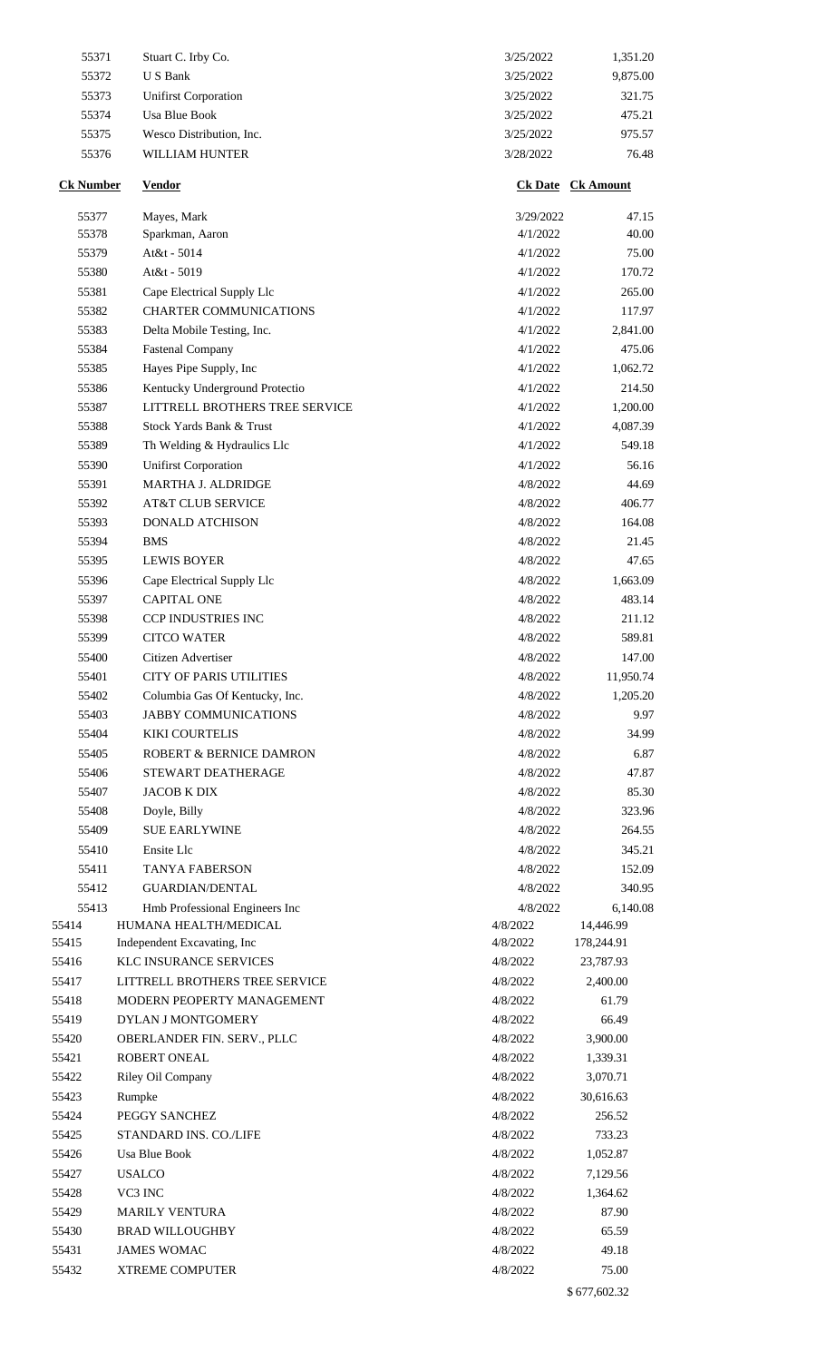| Ck Number | Vendor | Ck Date | Ck Amount |
|---|---|---|---|
| 55371 | Stuart C. Irby Co. | 3/25/2022 | 1,351.20 |
| 55372 | U S Bank | 3/25/2022 | 9,875.00 |
| 55373 | Unifirst Corporation | 3/25/2022 | 321.75 |
| 55374 | Usa Blue Book | 3/25/2022 | 475.21 |
| 55375 | Wesco Distribution, Inc. | 3/25/2022 | 975.57 |
| 55376 | WILLIAM HUNTER | 3/28/2022 | 76.48 |

| **Ck Number** | **Vendor** | **Ck Date** | **Ck Amount** |
|---|---|---|---|
| 55377 | Mayes, Mark | 3/29/2022 | 47.15 |
| 55378 | Sparkman, Aaron | 4/1/2022 | 40.00 |
| 55379 | At&t - 5014 | 4/1/2022 | 75.00 |
| 55380 | At&t - 5019 | 4/1/2022 | 170.72 |
| 55381 | Cape Electrical Supply Llc | 4/1/2022 | 265.00 |
| 55382 | CHARTER COMMUNICATIONS | 4/1/2022 | 117.97 |
| 55383 | Delta Mobile Testing, Inc. | 4/1/2022 | 2,841.00 |
| 55384 | Fastenal Company | 4/1/2022 | 475.06 |
| 55385 | Hayes Pipe Supply, Inc | 4/1/2022 | 1,062.72 |
| 55386 | Kentucky Underground Protectio | 4/1/2022 | 214.50 |
| 55387 | LITTRELL BROTHERS TREE SERVICE | 4/1/2022 | 1,200.00 |
| 55388 | Stock Yards Bank & Trust | 4/1/2022 | 4,087.39 |
| 55389 | Th Welding & Hydraulics Llc | 4/1/2022 | 549.18 |
| 55390 | Unifirst Corporation | 4/1/2022 | 56.16 |
| 55391 | MARTHA J. ALDRIDGE | 4/8/2022 | 44.69 |
| 55392 | AT&T CLUB SERVICE | 4/8/2022 | 406.77 |
| 55393 | DONALD ATCHISON | 4/8/2022 | 164.08 |
| 55394 | BMS | 4/8/2022 | 21.45 |
| 55395 | LEWIS BOYER | 4/8/2022 | 47.65 |
| 55396 | Cape Electrical Supply Llc | 4/8/2022 | 1,663.09 |
| 55397 | CAPITAL ONE | 4/8/2022 | 483.14 |
| 55398 | CCP INDUSTRIES INC | 4/8/2022 | 211.12 |
| 55399 | CITCO WATER | 4/8/2022 | 589.81 |
| 55400 | Citizen Advertiser | 4/8/2022 | 147.00 |
| 55401 | CITY OF PARIS UTILITIES | 4/8/2022 | 11,950.74 |
| 55402 | Columbia Gas Of Kentucky, Inc. | 4/8/2022 | 1,205.20 |
| 55403 | JABBY COMMUNICATIONS | 4/8/2022 | 9.97 |
| 55404 | KIKI COURTELIS | 4/8/2022 | 34.99 |
| 55405 | ROBERT & BERNICE DAMRON | 4/8/2022 | 6.87 |
| 55406 | STEWART DEATHERAGE | 4/8/2022 | 47.87 |
| 55407 | JACOB K DIX | 4/8/2022 | 85.30 |
| 55408 | Doyle, Billy | 4/8/2022 | 323.96 |
| 55409 | SUE EARLYWINE | 4/8/2022 | 264.55 |
| 55410 | Ensite Llc | 4/8/2022 | 345.21 |
| 55411 | TANYA FABERSON | 4/8/2022 | 152.09 |
| 55412 | GUARDIAN/DENTAL | 4/8/2022 | 340.95 |
| 55413 | Hmb Professional Engineers Inc | 4/8/2022 | 6,140.08 |
| 55414 | HUMANA HEALTH/MEDICAL | 4/8/2022 | 14,446.99 |
| 55415 | Independent Excavating, Inc | 4/8/2022 | 178,244.91 |
| 55416 | KLC INSURANCE SERVICES | 4/8/2022 | 23,787.93 |
| 55417 | LITTRELL BROTHERS TREE SERVICE | 4/8/2022 | 2,400.00 |
| 55418 | MODERN PEOPERTY MANAGEMENT | 4/8/2022 | 61.79 |
| 55419 | DYLAN J MONTGOMERY | 4/8/2022 | 66.49 |
| 55420 | OBERLANDER FIN. SERV., PLLC | 4/8/2022 | 3,900.00 |
| 55421 | ROBERT ONEAL | 4/8/2022 | 1,339.31 |
| 55422 | Riley Oil Company | 4/8/2022 | 3,070.71 |
| 55423 | Rumpke | 4/8/2022 | 30,616.63 |
| 55424 | PEGGY SANCHEZ | 4/8/2022 | 256.52 |
| 55425 | STANDARD INS. CO./LIFE | 4/8/2022 | 733.23 |
| 55426 | Usa Blue Book | 4/8/2022 | 1,052.87 |
| 55427 | USALCO | 4/8/2022 | 7,129.56 |
| 55428 | VC3 INC | 4/8/2022 | 1,364.62 |
| 55429 | MARILY VENTURA | 4/8/2022 | 87.90 |
| 55430 | BRAD WILLOUGHBY | 4/8/2022 | 65.59 |
| 55431 | JAMES WOMAC | 4/8/2022 | 49.18 |
| 55432 | XTREME COMPUTER | 4/8/2022 | 75.00 |
| | | | $ 677,602.32 |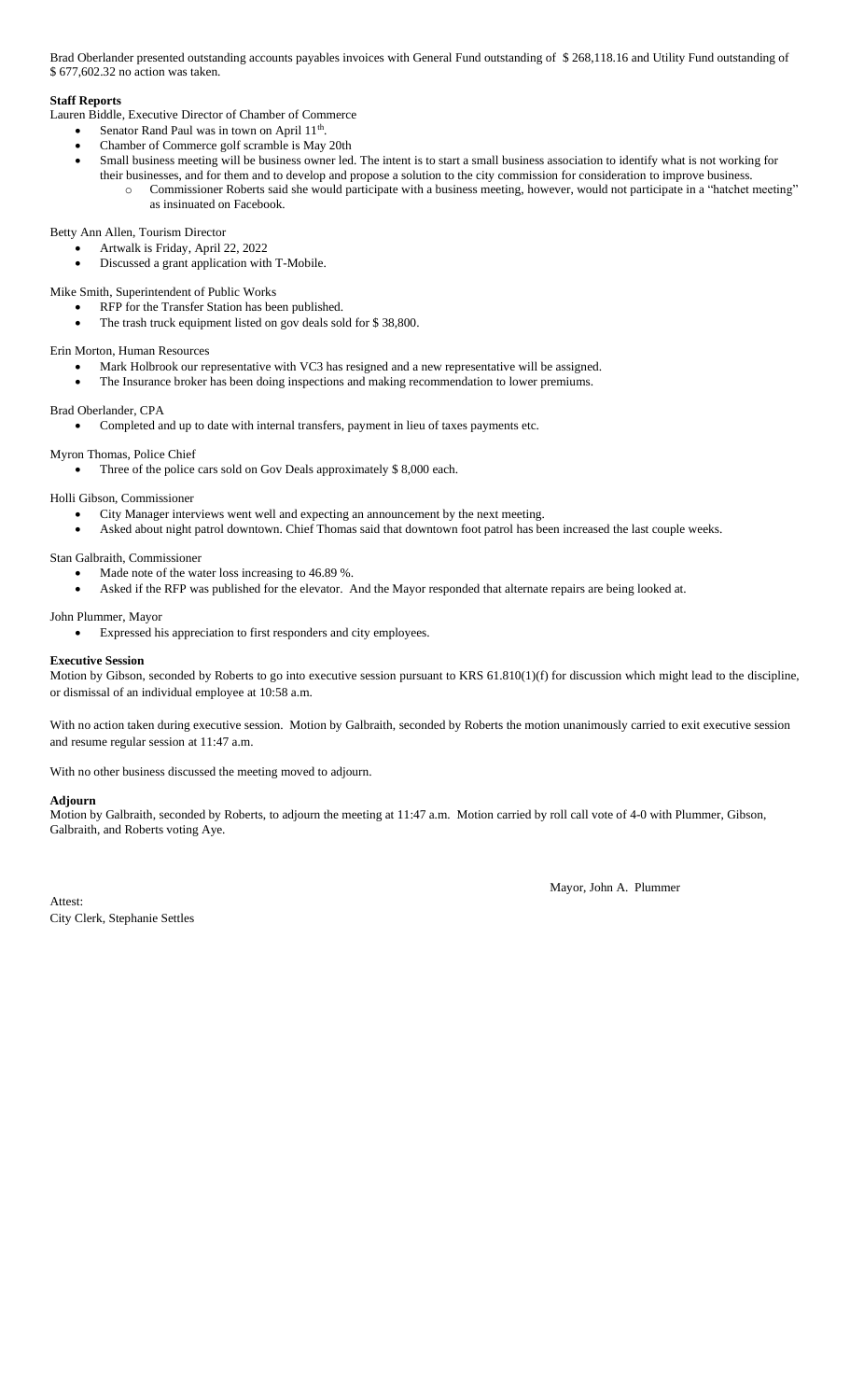Brad Oberlander presented outstanding accounts payables invoices with General Fund outstanding of $ 268,118.16 and Utility Fund outstanding of $ 677,602.32 no action was taken.

**Staff Reports**

Lauren Biddle, Executive Director of Chamber of Commerce

- Senator Rand Paul was in town on April 11th.
- Chamber of Commerce golf scramble is May 20th
- Small business meeting will be business owner led. The intent is to start a small business association to identify what is not working for their businesses, and for them and to develop and propose a solution to the city commission for consideration to improve business.
  - Commissioner Roberts said she would participate with a business meeting, however, would not participate in a "hatchet meeting" as insinuated on Facebook.

Betty Ann Allen, Tourism Director

- Artwalk is Friday, April 22, 2022
- Discussed a grant application with T-Mobile.

Mike Smith, Superintendent of Public Works

- RFP for the Transfer Station has been published.
- The trash truck equipment listed on gov deals sold for $ 38,800.

Erin Morton, Human Resources

- Mark Holbrook our representative with VC3 has resigned and a new representative will be assigned.
- The Insurance broker has been doing inspections and making recommendation to lower premiums.

Brad Oberlander, CPA

- Completed and up to date with internal transfers, payment in lieu of taxes payments etc.

Myron Thomas, Police Chief

- Three of the police cars sold on Gov Deals approximately $ 8,000 each.

Holli Gibson, Commissioner

- City Manager interviews went well and expecting an announcement by the next meeting.
- Asked about night patrol downtown. Chief Thomas said that downtown foot patrol has been increased the last couple weeks.

Stan Galbraith, Commissioner

- Made note of the water loss increasing to 46.89 %.
- Asked if the RFP was published for the elevator. And the Mayor responded that alternate repairs are being looked at.

John Plummer, Mayor

- Expressed his appreciation to first responders and city employees.

**Executive Session**

Motion by Gibson, seconded by Roberts to go into executive session pursuant to KRS 61.810(1)(f) for discussion which might lead to the discipline, or dismissal of an individual employee at 10:58 a.m.

With no action taken during executive session. Motion by Galbraith, seconded by Roberts the motion unanimously carried to exit executive session and resume regular session at 11:47 a.m.

With no other business discussed the meeting moved to adjourn.

**Adjourn**

Motion by Galbraith, seconded by Roberts, to adjourn the meeting at 11:47 a.m. Motion carried by roll call vote of 4-0 with Plummer, Gibson, Galbraith, and Roberts voting Aye.

Mayor, John A. Plummer

Attest:
City Clerk, Stephanie Settles